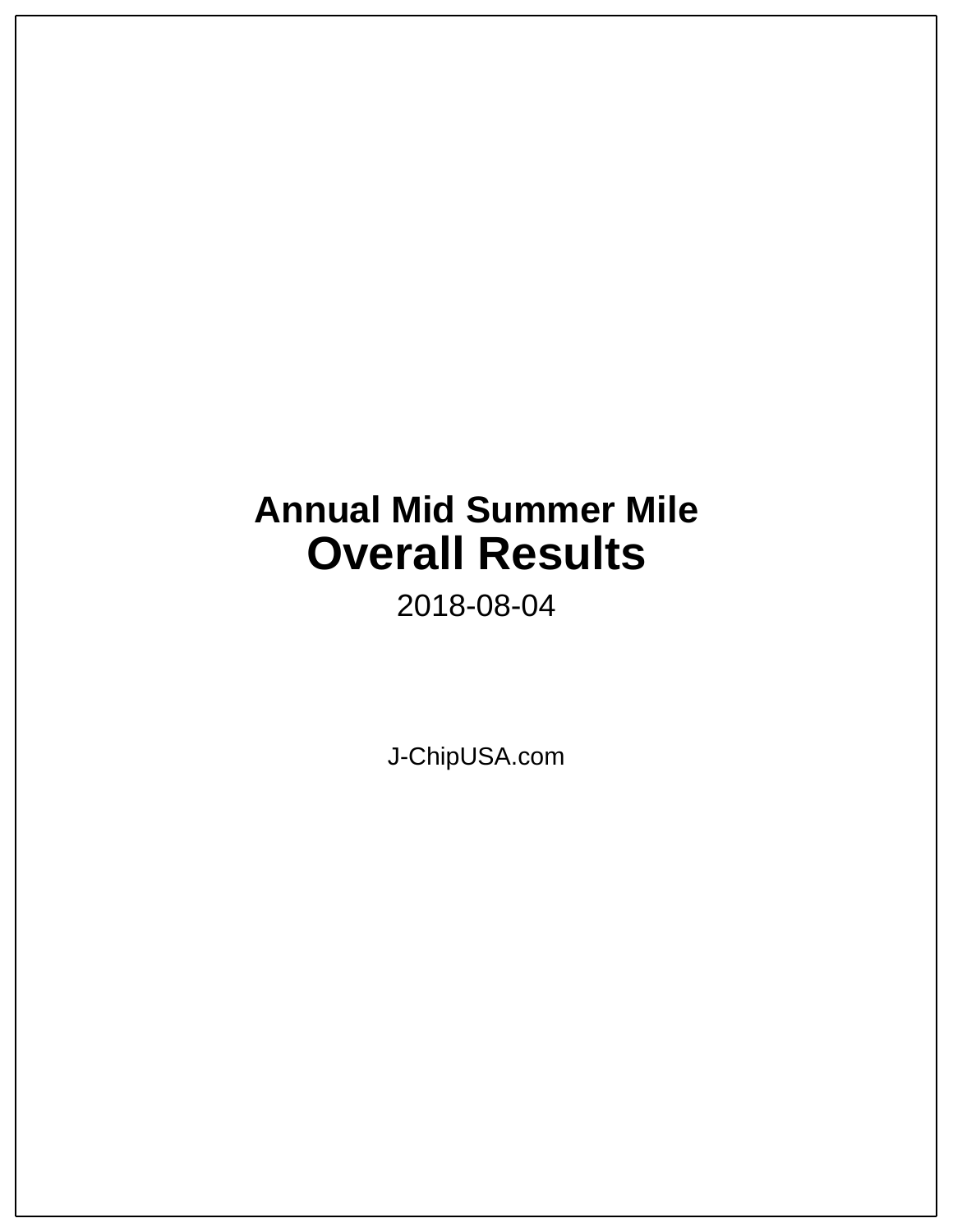# Annual Mid Summer Mile

# Overall Results

2018-08-04

J-ChipUSA.com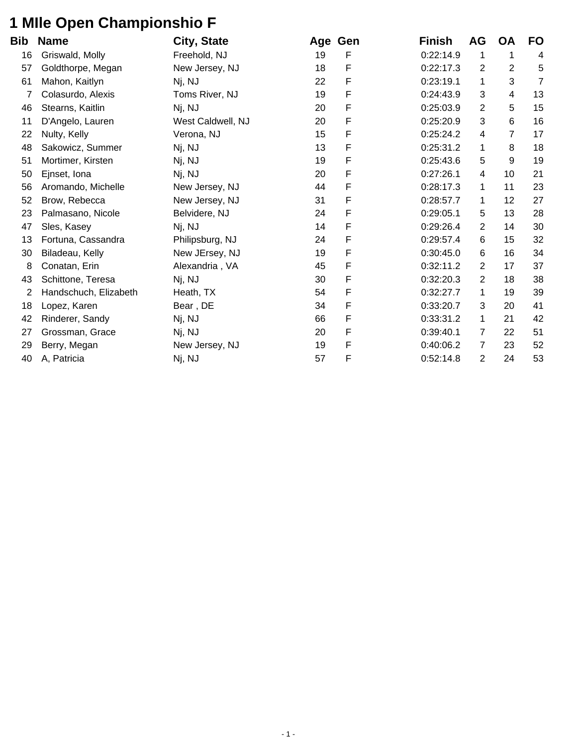# 1 MIle Open Championshio F

| Bib | Name | City, State | Age | Gen | Finish | AG | OA | FO |
|---|---|---|---|---|---|---|---|---|
| 16 | Griswald, Molly | Freehold, NJ | 19 | F | 0:22:14.9 | 1 | 1 | 4 |
| 57 | Goldthorpe, Megan | New Jersey, NJ | 18 | F | 0:22:17.3 | 2 | 2 | 5 |
| 61 | Mahon, Kaitlyn | Nj, NJ | 22 | F | 0:23:19.1 | 1 | 3 | 7 |
| 7 | Colasurdo, Alexis | Toms River, NJ | 19 | F | 0:24:43.9 | 3 | 4 | 13 |
| 46 | Stearns, Kaitlin | Nj, NJ | 20 | F | 0:25:03.9 | 2 | 5 | 15 |
| 11 | D'Angelo, Lauren | West Caldwell, NJ | 20 | F | 0:25:20.9 | 3 | 6 | 16 |
| 22 | Nulty, Kelly | Verona, NJ | 15 | F | 0:25:24.2 | 4 | 7 | 17 |
| 48 | Sakowicz, Summer | Nj, NJ | 13 | F | 0:25:31.2 | 1 | 8 | 18 |
| 51 | Mortimer, Kirsten | Nj, NJ | 19 | F | 0:25:43.6 | 5 | 9 | 19 |
| 50 | Ejnset, Iona | Nj, NJ | 20 | F | 0:27:26.1 | 4 | 10 | 21 |
| 56 | Aromando, Michelle | New Jersey, NJ | 44 | F | 0:28:17.3 | 1 | 11 | 23 |
| 52 | Brow, Rebecca | New Jersey, NJ | 31 | F | 0:28:57.7 | 1 | 12 | 27 |
| 23 | Palmasano, Nicole | Belvidere, NJ | 24 | F | 0:29:05.1 | 5 | 13 | 28 |
| 47 | Sles, Kasey | Nj, NJ | 14 | F | 0:29:26.4 | 2 | 14 | 30 |
| 13 | Fortuna, Cassandra | Philipsburg, NJ | 24 | F | 0:29:57.4 | 6 | 15 | 32 |
| 30 | Biladeau, Kelly | New JErsey, NJ | 19 | F | 0:30:45.0 | 6 | 16 | 34 |
| 8 | Conatan, Erin | Alexandria , VA | 45 | F | 0:32:11.2 | 2 | 17 | 37 |
| 43 | Schittone, Teresa | Nj, NJ | 30 | F | 0:32:20.3 | 2 | 18 | 38 |
| 2 | Handschuch, Elizabeth | Heath, TX | 54 | F | 0:32:27.7 | 1 | 19 | 39 |
| 18 | Lopez, Karen | Bear , DE | 34 | F | 0:33:20.7 | 3 | 20 | 41 |
| 42 | Rinderer, Sandy | Nj, NJ | 66 | F | 0:33:31.2 | 1 | 21 | 42 |
| 27 | Grossman, Grace | Nj, NJ | 20 | F | 0:39:40.1 | 7 | 22 | 51 |
| 29 | Berry, Megan | New Jersey, NJ | 19 | F | 0:40:06.2 | 7 | 23 | 52 |
| 40 | A, Patricia | Nj, NJ | 57 | F | 0:52:14.8 | 2 | 24 | 53 |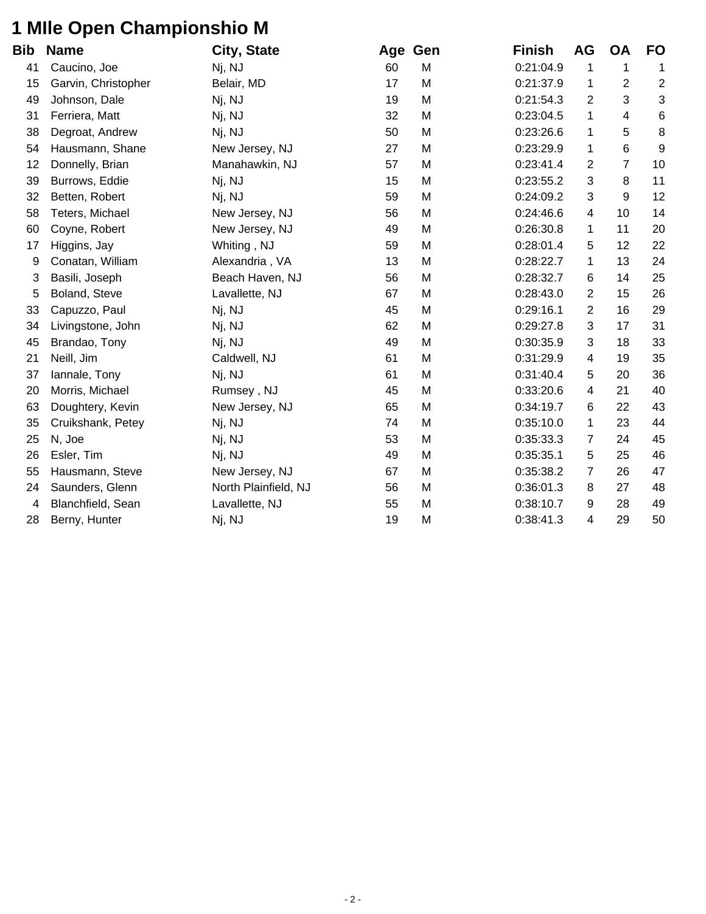# 1 MIle Open Championshio M

| Bib | Name | City, State | Age | Gen | Finish | AG | OA | FO |
|---|---|---|---|---|---|---|---|---|
| 41 | Caucino, Joe | Nj, NJ | 60 | M | 0:21:04.9 | 1 | 1 | 1 |
| 15 | Garvin, Christopher | Belair, MD | 17 | M | 0:21:37.9 | 1 | 2 | 2 |
| 49 | Johnson, Dale | Nj, NJ | 19 | M | 0:21:54.3 | 2 | 3 | 3 |
| 31 | Ferriera, Matt | Nj, NJ | 32 | M | 0:23:04.5 | 1 | 4 | 6 |
| 38 | Degroat, Andrew | Nj, NJ | 50 | M | 0:23:26.6 | 1 | 5 | 8 |
| 54 | Hausmann, Shane | New Jersey, NJ | 27 | M | 0:23:29.9 | 1 | 6 | 9 |
| 12 | Donnelly, Brian | Manahawkin, NJ | 57 | M | 0:23:41.4 | 2 | 7 | 10 |
| 39 | Burrows, Eddie | Nj, NJ | 15 | M | 0:23:55.2 | 3 | 8 | 11 |
| 32 | Betten, Robert | Nj, NJ | 59 | M | 0:24:09.2 | 3 | 9 | 12 |
| 58 | Teters, Michael | New Jersey, NJ | 56 | M | 0:24:46.6 | 4 | 10 | 14 |
| 60 | Coyne, Robert | New Jersey, NJ | 49 | M | 0:26:30.8 | 1 | 11 | 20 |
| 17 | Higgins, Jay | Whiting , NJ | 59 | M | 0:28:01.4 | 5 | 12 | 22 |
| 9 | Conatan, William | Alexandria , VA | 13 | M | 0:28:22.7 | 1 | 13 | 24 |
| 3 | Basili, Joseph | Beach Haven, NJ | 56 | M | 0:28:32.7 | 6 | 14 | 25 |
| 5 | Boland, Steve | Lavallette, NJ | 67 | M | 0:28:43.0 | 2 | 15 | 26 |
| 33 | Capuzzo, Paul | Nj, NJ | 45 | M | 0:29:16.1 | 2 | 16 | 29 |
| 34 | Livingstone, John | Nj, NJ | 62 | M | 0:29:27.8 | 3 | 17 | 31 |
| 45 | Brandao, Tony | Nj, NJ | 49 | M | 0:30:35.9 | 3 | 18 | 33 |
| 21 | Neill, Jim | Caldwell, NJ | 61 | M | 0:31:29.9 | 4 | 19 | 35 |
| 37 | Iannale, Tony | Nj, NJ | 61 | M | 0:31:40.4 | 5 | 20 | 36 |
| 20 | Morris, Michael | Rumsey , NJ | 45 | M | 0:33:20.6 | 4 | 21 | 40 |
| 63 | Doughtery, Kevin | New Jersey, NJ | 65 | M | 0:34:19.7 | 6 | 22 | 43 |
| 35 | Cruikshank, Petey | Nj, NJ | 74 | M | 0:35:10.0 | 1 | 23 | 44 |
| 25 | N, Joe | Nj, NJ | 53 | M | 0:35:33.3 | 7 | 24 | 45 |
| 26 | Esler, Tim | Nj, NJ | 49 | M | 0:35:35.1 | 5 | 25 | 46 |
| 55 | Hausmann, Steve | New Jersey, NJ | 67 | M | 0:35:38.2 | 7 | 26 | 47 |
| 24 | Saunders, Glenn | North Plainfield, NJ | 56 | M | 0:36:01.3 | 8 | 27 | 48 |
| 4 | Blanchfield, Sean | Lavallette, NJ | 55 | M | 0:38:10.7 | 9 | 28 | 49 |
| 28 | Berny, Hunter | Nj, NJ | 19 | M | 0:38:41.3 | 4 | 29 | 50 |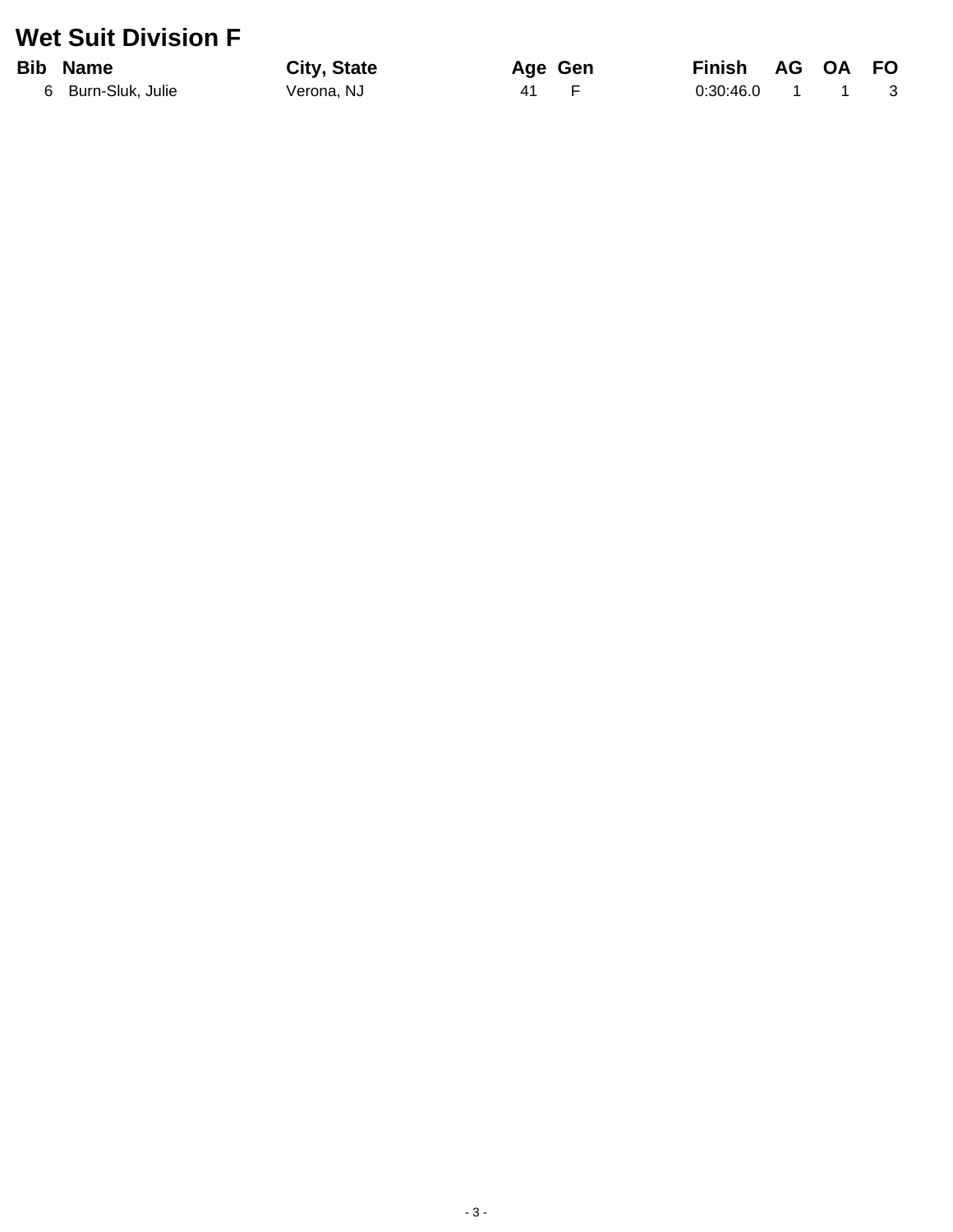# Wet Suit Division F

| Bib | Name | City, State | Age | Gen | Finish | AG | OA | FO |
|---|---|---|---|---|---|---|---|---|
| 6 | Burn-Sluk, Julie | Verona, NJ | 41 | F | 0:30:46.0 | 1 | 1 | 3 |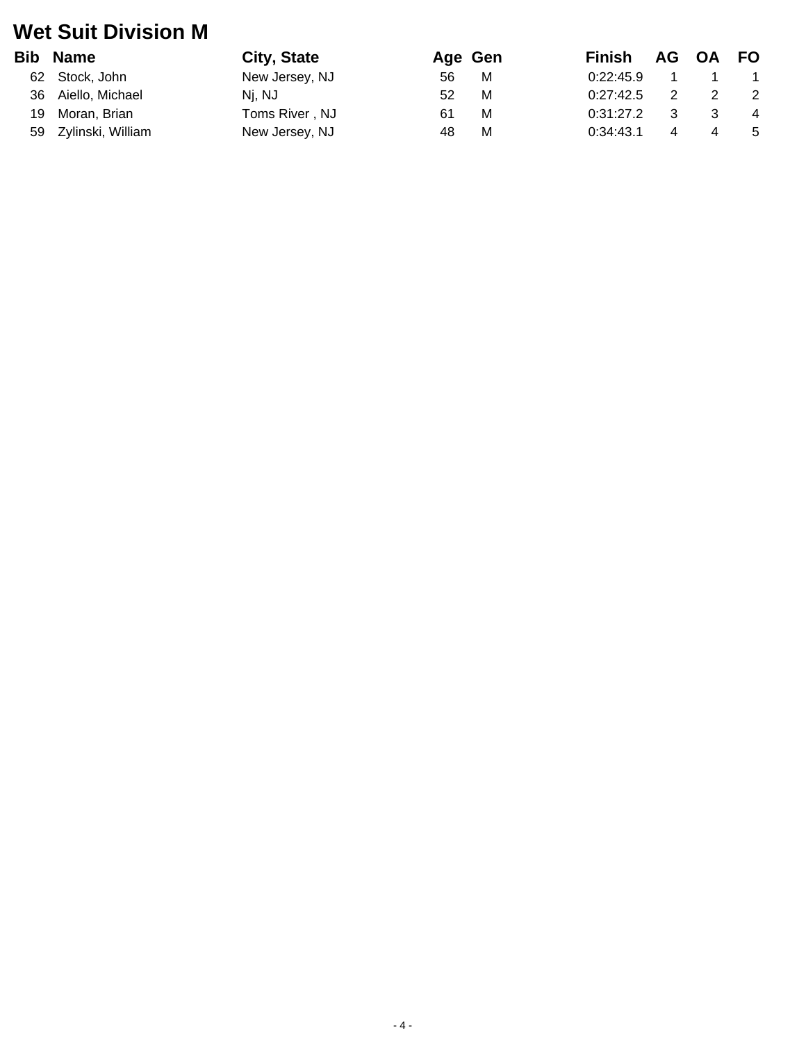# Wet Suit Division M

| Bib | Name | City, State | Age | Gen | Finish | AG | OA | FO |
|---|---|---|---|---|---|---|---|---|
| 62 | Stock, John | New Jersey, NJ | 56 | M | 0:22:45.9 | 1 | 1 | 1 |
| 36 | Aiello, Michael | Nj, NJ | 52 | M | 0:27:42.5 | 2 | 2 | 2 |
| 19 | Moran, Brian | Toms River , NJ | 61 | M | 0:31:27.2 | 3 | 3 | 4 |
| 59 | Zylinski, William | New Jersey, NJ | 48 | M | 0:34:43.1 | 4 | 4 | 5 |